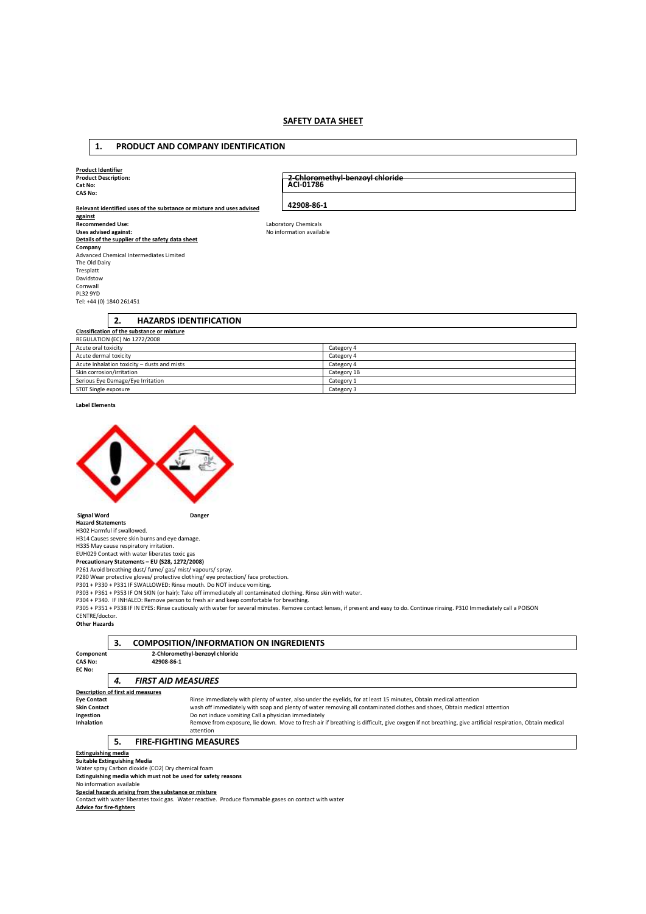## SAFETY DATA SHEET

## 1. PRODUCT AND COMPANY IDENTIFICATION

**Product Identifier**

| | |
|---|---|
| **Product Description:** | ~~**2-Chloromethyl-benzoyl chloride**~~ |
| **Cat No:** | **ACI-01786** |
| **CAS No:** | **42908-86-1** |

**Relevant identified uses of the substance or mixture and uses advised against**

**Recommended Use:** Laboratory Chemicals
**Uses advised against:** No information available

**Details of the supplier of the safety data sheet**

**Company**
Advanced Chemical Intermediates Limited
The Old Dairy
Tresplatt
Davidstow
Cornwall
PL32 9YD
Tel: +44 (0) 1840 261451

## 2. HAZARDS IDENTIFICATION

**Classification of the substance or mixture**

REGULATION (EC) No 1272/2008

| | |
|---|---|
| Acute oral toxicity | Category 4 |
| Acute dermal toxicity | Category 4 |
| Acute Inhalation toxicity – dusts and mists | Category 4 |
| Skin corrosion/irritation | Category 1B |
| Serious Eye Damage/Eye Irritation | Category 1 |
| STOT Single exposure | Category 3 |

**Label Elements**

**Signal Word** **Danger**

**Hazard Statements**

H302 Harmful if swallowed.
H314 Causes severe skin burns and eye damage.
H335 May cause respiratory irritation.
EUH029 Contact with water liberates toxic gas

**Precautionary Statements – EU (S28, 1272/2008)**

P261 Avoid breathing dust/ fume/ gas/ mist/ vapours/ spray.
P280 Wear protective gloves/ protective clothing/ eye protection/ face protection.
P301 + P330 + P331 IF SWALLOWED: Rinse mouth. Do NOT induce vomiting.
P303 + P361 + P353 IF ON SKIN (or hair): Take off immediately all contaminated clothing. Rinse skin with water.
P304 + P340. IF INHALED: Remove person to fresh air and keep comfortable for breathing.
P305 + P351 + P338 IF IN EYES: Rinse cautiously with water for several minutes. Remove contact lenses, if present and easy to do. Continue rinsing. P310 Immediately call a POISON CENTRE/doctor.

**Other Hazards**

## 3. COMPOSITION/INFORMATION ON INGREDIENTS

**Component** **2-Chloromethyl-benzoyl chloride**
**CAS No:** **42908-86-1**
**EC No:**

## 4. *FIRST AID MEASURES*

**Description of first aid measures**

**Eye Contact** Rinse immediately with plenty of water, also under the eyelids, for at least 15 minutes, Obtain medical attention
**Skin Contact** wash off immediately with soap and plenty of water removing all contaminated clothes and shoes, Obtain medical attention
**Ingestion** Do not induce vomiting Call a physician immediately
**Inhalation** Remove from exposure, lie down. Move to fresh air if breathing is difficult, give oxygen if not breathing, give artificial respiration, Obtain medical attention

## 5. FIRE-FIGHTING MEASURES

**Extinguishing media**

**Suitable Extinguishing Media**
Water spray Carbon dioxide (CO2) Dry chemical foam

**Extinguishing media which must not be used for safety reasons**
No information available

**Special hazards arising from the substance or mixture**
Contact with water liberates toxic gas. Water reactive. Produce flammable gases on contact with water

**Advice for fire-fighters**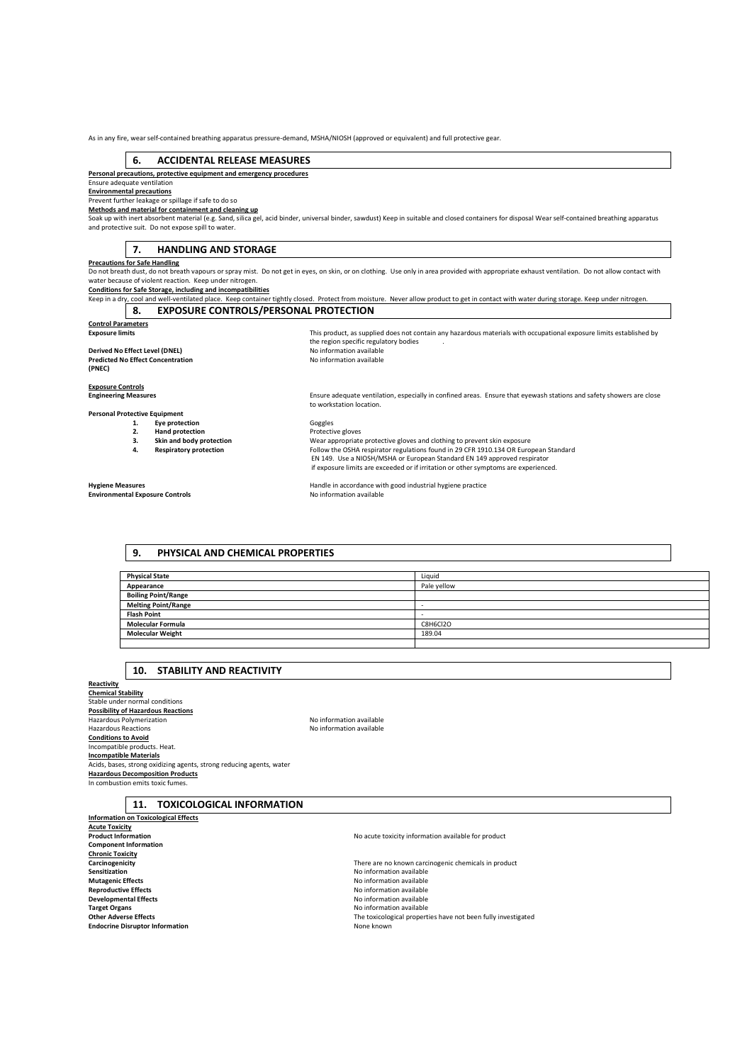As in any fire, wear self-contained breathing apparatus pressure-demand, MSHA/NIOSH (approved or equivalent) and full protective gear.

## 6. ACCIDENTAL RELEASE MEASURES

**Personal precautions, protective equipment and emergency procedures**
Ensure adequate ventilation
**Environmental precautions**
Prevent further leakage or spillage if safe to do so
**Methods and material for containment and cleaning up**
Soak up with inert absorbent material (e.g. Sand, silica gel, acid binder, universal binder, sawdust) Keep in suitable and closed containers for disposal Wear self-contained breathing apparatus and protective suit. Do not expose spill to water.

## 7. HANDLING AND STORAGE

**Precautions for Safe Handling**
Do not breath dust, do not breath vapours or spray mist. Do not get in eyes, on skin, or on clothing. Use only in area provided with appropriate exhaust ventilation. Do not allow contact with water because of violent reaction. Keep under nitrogen.
**Conditions for Safe Storage, including and incompatibilities**
Keep in a dry, cool and well-ventilated place. Keep container tightly closed. Protect from moisture. Never allow product to get in contact with water during storage. Keep under nitrogen.

## 8. EXPOSURE CONTROLS/PERSONAL PROTECTION

**Control Parameters**

**Exposure limits** — This product, as supplied does not contain any hazardous materials with occupational exposure limits established by the region specific regulatory bodies .

**Derived No Effect Level (DNEL)** — No information available

**Predicted No Effect Concentration (PNEC)** — No information available

**Exposure Controls**

**Engineering Measures** — Ensure adequate ventilation, especially in confined areas. Ensure that eyewash stations and safety showers are close to workstation location.

**Personal Protective Equipment**

1. **Eye protection** — Goggles
2. **Hand protection** — Protective gloves
3. **Skin and body protection** — Wear appropriate protective gloves and clothing to prevent skin exposure
4. **Respiratory protection** — Follow the OSHA respirator regulations found in 29 CFR 1910.134 OR European Standard EN 149. Use a NIOSH/MSHA or European Standard EN 149 approved respirator if exposure limits are exceeded or if irritation or other symptoms are experienced.

**Hygiene Measures** — Handle in accordance with good industrial hygiene practice

**Environmental Exposure Controls** — No information available

## 9. PHYSICAL AND CHEMICAL PROPERTIES

| | |
|---|---|
| **Physical State** | Liquid |
| **Appearance** | Pale yellow |
| **Boiling Point/Range** | |
| **Melting Point/Range** | - |
| **Flash Point** | - |
| **Molecular Formula** | $C_8H_6Cl_2O$ |
| **Molecular Weight** | 189.04 |
| | |

## 10. STABILITY AND REACTIVITY

**Reactivity**
**Chemical Stability**
Stable under normal conditions
**Possibility of Hazardous Reactions**
Hazardous Polymerization — No information available
Hazardous Reactions — No information available
**Conditions to Avoid**
Incompatible products. Heat.
**Incompatible Materials**
Acids, bases, strong oxidizing agents, strong reducing agents, water
**Hazardous Decomposition Products**
In combustion emits toxic fumes.

## 11. TOXICOLOGICAL INFORMATION

**Information on Toxicological Effects**
**Acute Toxicity**
**Product Information** — No acute toxicity information available for product
**Component Information**
**Chronic Toxicity**
**Carcinogenicity** — There are no known carcinogenic chemicals in product
**Sensitization** — No information available
**Mutagenic Effects** — No information available
**Reproductive Effects** — No information available
**Developmental Effects** — No information available
**Target Organs** — No information available
**Other Adverse Effects** — The toxicological properties have not been fully investigated
**Endocrine Disruptor Information** — None known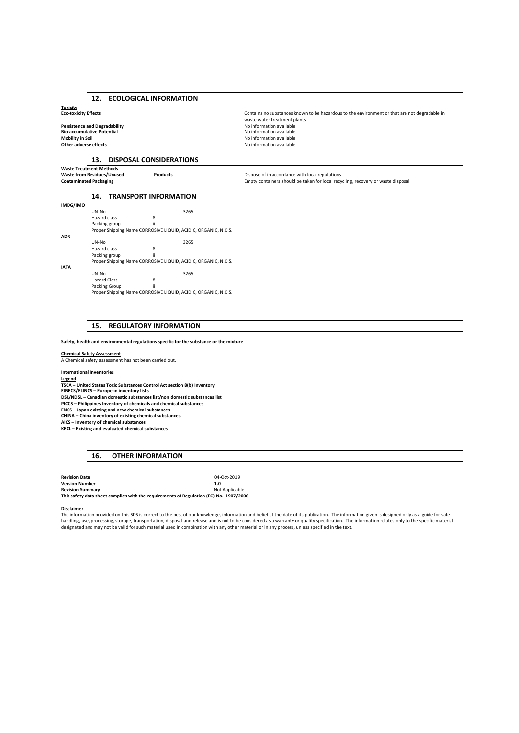## 12. ECOLOGICAL INFORMATION

**Toxicity**

| | |
|---|---|
| **Eco-toxicity Effects** | Contains no substances known to be hazardous to the environment or that are not degradable in waste water treatment plants |
| **Persistence and Degradability** | No information available |
| **Bio-accumulative Potential** | No information available |
| **Mobility in Soil** | No information available |
| **Other adverse effects** | No information available |

## 13. DISPOSAL CONSIDERATIONS

**Waste Treatment Methods**

| | |
|---|---|
| **Waste from Residues/Unused Products** | Dispose of in accordance with local regulations |
| **Contaminated Packaging** | Empty containers should be taken for local recycling, recovery or waste disposal |

## 14. TRANSPORT INFORMATION

**IMDG/IMO**

| | |
|---|---|
| UN-No | 3265 |
| Hazard class | 8 |
| Packing group | ii |
| Proper Shipping Name | CORROSIVE LIQUID, ACIDIC, ORGANIC, N.O.S. |

**ADR**

| | |
|---|---|
| UN-No | 3265 |
| Hazard class | 8 |
| Packing group | ii |
| Proper Shipping Name | CORROSIVE LIQUID, ACIDIC, ORGANIC, N.O.S. |

**IATA**

| | |
|---|---|
| UN-No | 3265 |
| Hazard Class | 8 |
| Packing Group | ii |
| Proper Shipping Name | CORROSIVE LIQUID, ACIDIC, ORGANIC, N.O.S. |

## 15. REGULATORY INFORMATION

**Safety, health and environmental regulations specific for the substance or the mixture**

**Chemical Safety Assessment**

A Chemical safety assessment has not been carried out.

**International Inventories**

**Legend**

**TSCA – United States Toxic Substances Control Act section 8(b) Inventory**
**EINECS/ELINCS – European inventory lists**
**DSL/NDSL – Canadian domestic substances list/non domestic substances list**
**PICCS – Philippines Inventory of chemicals and chemical substances**
**ENCS – Japan existing and new chemical substances**
**CHINA – China inventory of existing chemical substances**
**AICS – Inventory of chemical substances**
**KECL – Existing and evaluated chemical substances**

## 16. OTHER INFORMATION

| | |
|---|---|
| **Revision Date** | 04-Oct-2019 |
| **Version Number** | **1.0** |
| **Revision Summary** | Not Applicable |

**This safety data sheet complies with the requirements of Regulation (EC) No. 1907/2006**

**Disclaimer**

The information provided on this SDS is correct to the best of our knowledge, information and belief at the date of its publication. The information given is designed only as a guide for safe handling, use, processing, storage, transportation, disposal and release and is not to be considered as a warranty or quality specification. The information relates only to the specific material designated and may not be valid for such material used in combination with any other material or in any process, unless specified in the text.